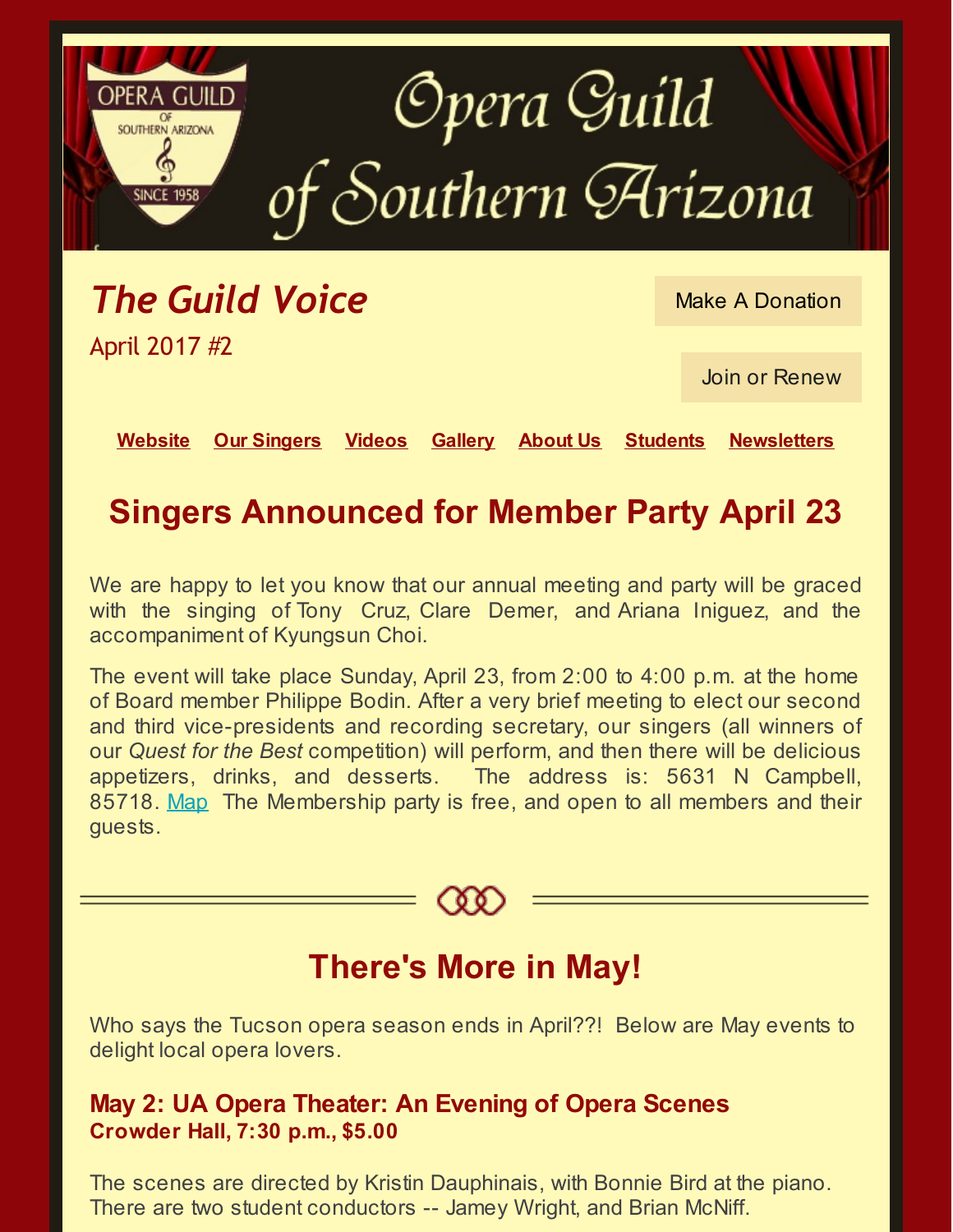# Opera Guild of Southern Arizona

## *The Guild Voice*

April 2017 #2

Make A Donation

Join or Renew

**Website** **Our Singers** **Videos** **Gallery** **About Us** **Students** **Newsletters**

## Singers Announced for Member Party April 23

We are happy to let you know that our annual meeting and party will be graced with the singing of Tony Cruz, Clare Demer, and Ariana Iniguez, and the accompaniment of Kyungsun Choi.

The event will take place Sunday, April 23, from 2:00 to 4:00 p.m. at the home of Board member Philippe Bodin. After a very brief meeting to elect our second and third vice-presidents and recording secretary, our singers (all winners of our *Quest for the Best* competition) will perform, and then there will be delicious appetizers, drinks, and desserts. The address is: 5631 N Campbell, 85718. Map The Membership party is free, and open to all members and their guests.

## There's More in May!

Who says the Tucson opera season ends in April??! Below are May events to delight local opera lovers.

### May 2: UA Opera Theater: An Evening of Opera Scenes

**Crowder Hall, 7:30 p.m., $5.00**

The scenes are directed by Kristin Dauphinais, with Bonnie Bird at the piano. There are two student conductors -- Jamey Wright, and Brian McNiff.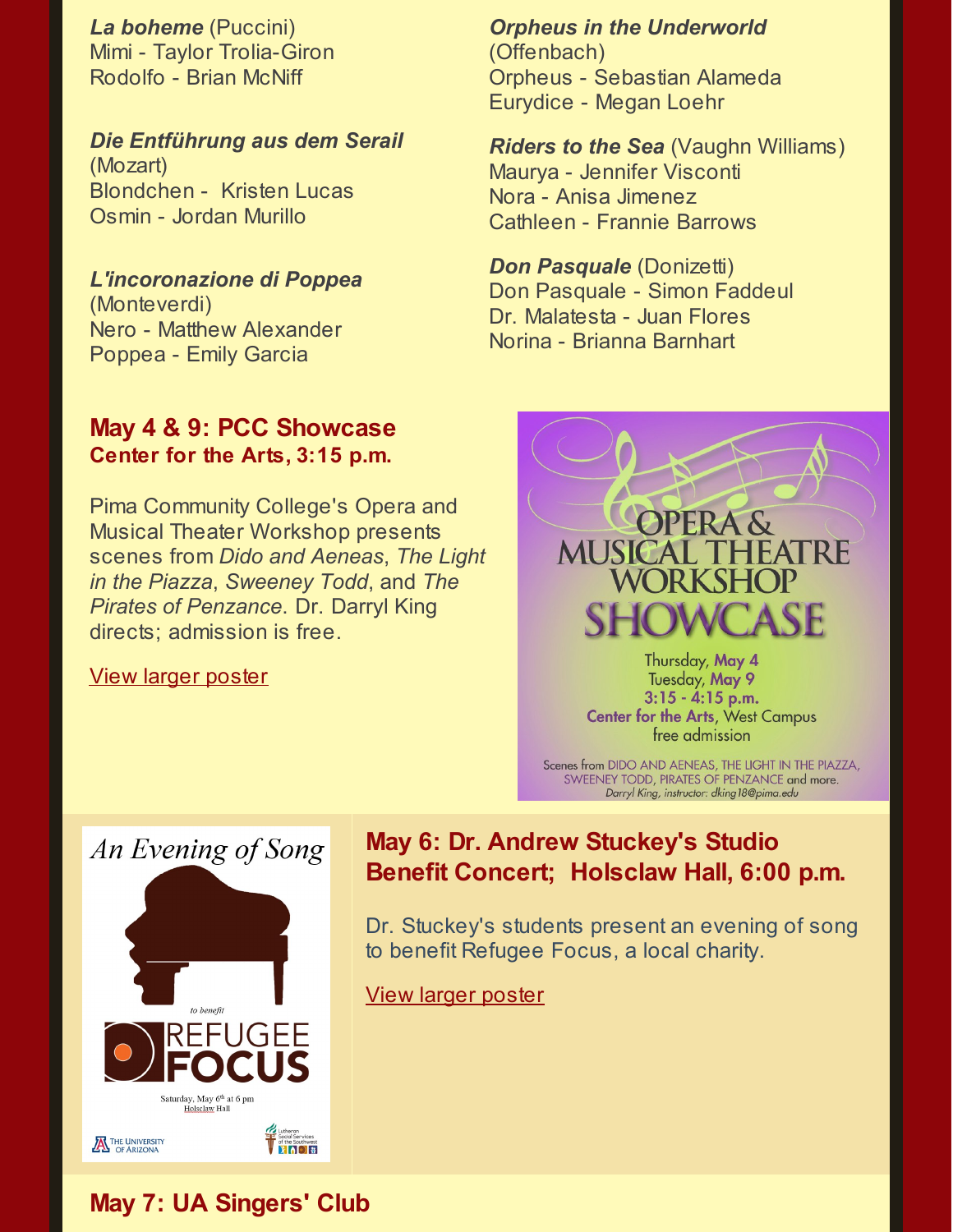***La boheme*** (Puccini)
Mimi - Taylor Trolia-Giron
Rodolfo - Brian McNiff

***Die Entführung aus dem Serail*** (Mozart)
Blondchen - Kristen Lucas
Osmin - Jordan Murillo

***L'incoronazione di Poppea*** (Monteverdi)
Nero - Matthew Alexander
Poppea - Emily Garcia

***Orpheus in the Underworld*** (Offenbach)
Orpheus - Sebastian Alameda
Eurydice - Megan Loehr

***Riders to the Sea*** (Vaughn Williams)
Maurya - Jennifer Visconti
Nora - Anisa Jimenez
Cathleen - Frannie Barrows

***Don Pasquale*** (Donizetti)
Don Pasquale - Simon Faddeul
Dr. Malatesta - Juan Flores
Norina - Brianna Barnhart

## May 4 & 9: PCC Showcase
**Center for the Arts, 3:15 p.m.**

Pima Community College's Opera and Musical Theater Workshop presents scenes from *Dido and Aeneas*, *The Light in the Piazza*, *Sweeney Todd*, and *The Pirates of Penzance*. Dr. Darryl King directs; admission is free.

View larger poster

OPERA & MUSICAL THEATRE WORKSHOP SHOWCASE

Thursday, May 4
Tuesday, May 9
3:15 - 4:15 p.m.
Center for the Arts, West Campus
free admission

Scenes from DIDO AND AENEAS, THE LIGHT IN THE PIAZZA, SWEENEY TODD, PIRATES OF PENZANCE and more.
Darryl King, instructor: dking18@pima.edu

## May 6: Dr. Andrew Stuckey's Studio Benefit Concert; Holsclaw Hall, 6:00 p.m.

Dr. Stuckey's students present an evening of song to benefit Refugee Focus, a local charity.

View larger poster

An Evening of Song

to benefit
REFUGEE FOCUS

Saturday, May 6th at 6 pm
Holsclaw Hall

The University of Arizona
Lutheran Social Services of the Southwest

## May 7: UA Singers' Club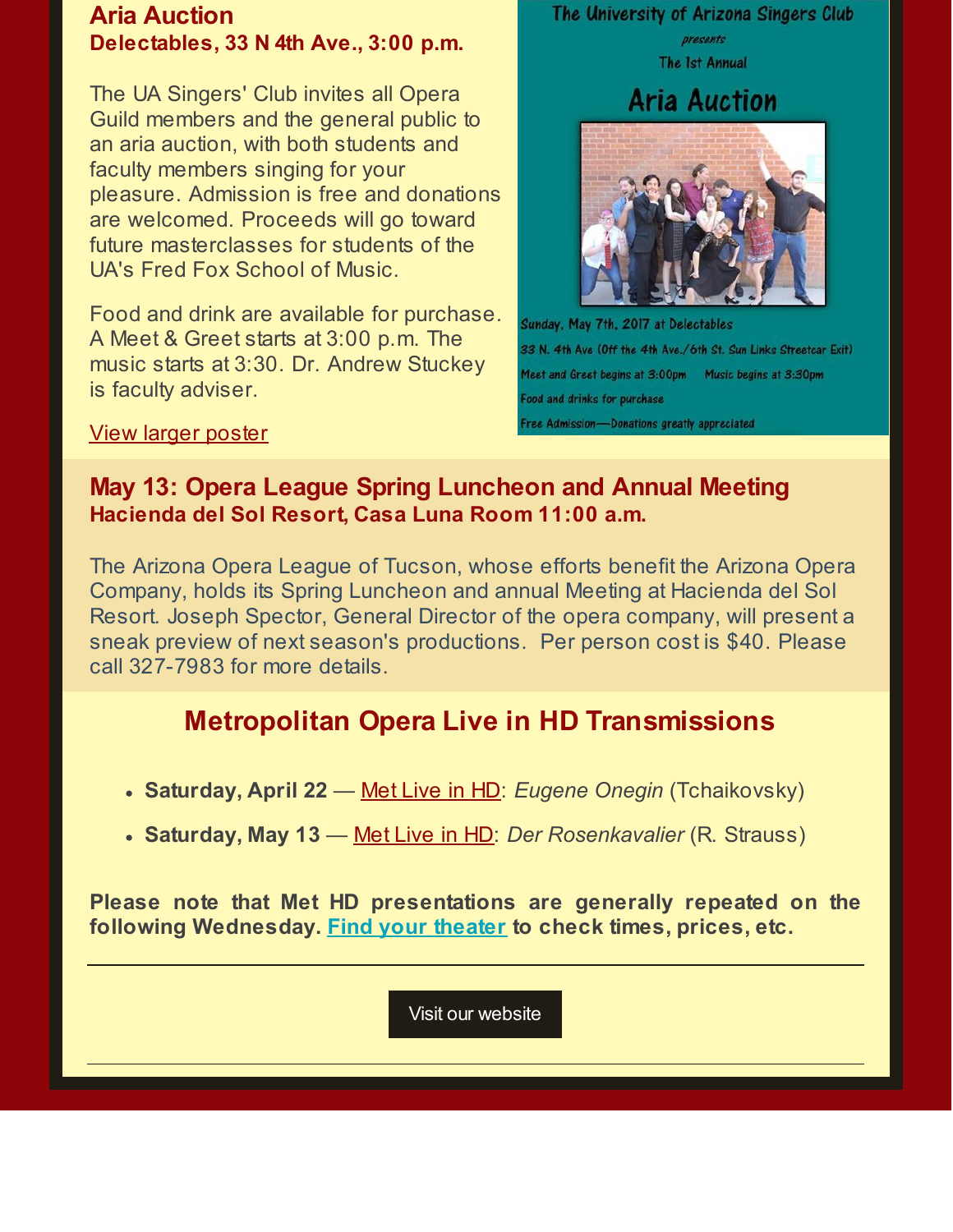## Aria Auction

### Delectables, 33 N 4th Ave., 3:00 p.m.

The UA Singers' Club invites all Opera Guild members and the general public to an aria auction, with both students and faculty members singing for your pleasure. Admission is free and donations are welcomed. Proceeds will go toward future masterclasses for students of the UA's Fred Fox School of Music.

Food and drink are available for purchase. A Meet & Greet starts at 3:00 p.m. The music starts at 3:30. Dr. Andrew Stuckey is faculty adviser.

View larger poster

The University of Arizona Singers Club

*presents*

The 1st Annual

Aria Auction

Sunday, May 7th, 2017 at Delectables

33 N. 4th Ave (Off the 4th Ave./6th St. Sun Links Streetcar Exit)

Meet and Greet begins at 3:00pm Music begins at 3:30pm

Food and drinks for purchase

Free Admission—Donations greatly appreciated

## May 13: Opera League Spring Luncheon and Annual Meeting

### Hacienda del Sol Resort, Casa Luna Room 11:00 a.m.

The Arizona Opera League of Tucson, whose efforts benefit the Arizona Opera Company, holds its Spring Luncheon and annual Meeting at Hacienda del Sol Resort. Joseph Spector, General Director of the opera company, will present a sneak preview of next season's productions. Per person cost is $40. Please call 327-7983 for more details.

## Metropolitan Opera Live in HD Transmissions

- **Saturday, April 22** — Met Live in HD: *Eugene Onegin* (Tchaikovsky)
- **Saturday, May 13** — Met Live in HD: *Der Rosenkavalier* (R. Strauss)

**Please note that Met HD presentations are generally repeated on the following Wednesday. Find your theater to check times, prices, etc.**

---

Visit our website